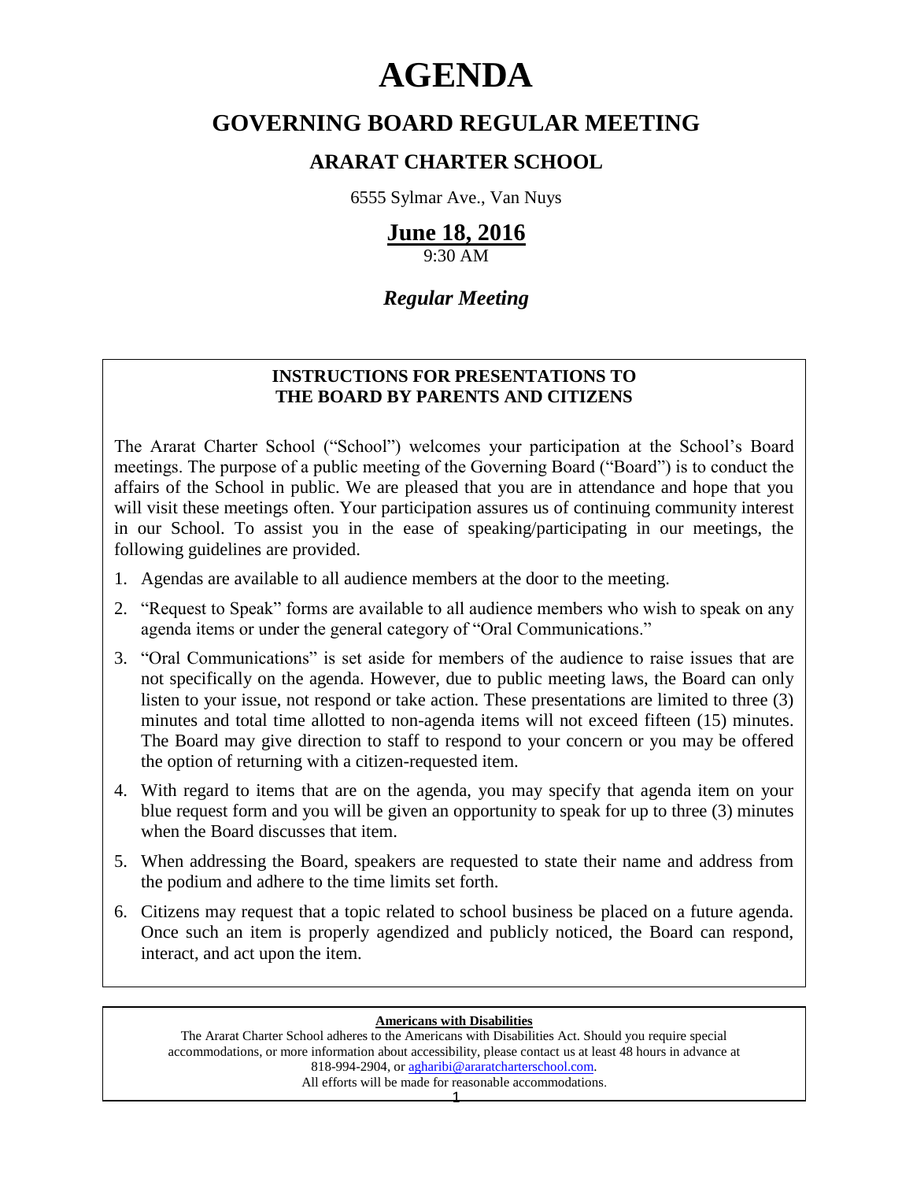# AGENDA

## GOVERNING BOARD REGULAR MEETING

### ARARAT CHARTER SCHOOL

6555 Sylmar Ave., Van Nuys

**June 18, 2016**

9:30 AM

***Regular Meeting***

**INSTRUCTIONS FOR PRESENTATIONS TO THE BOARD BY PARENTS AND CITIZENS**

The Ararat Charter School ("School") welcomes your participation at the School's Board meetings. The purpose of a public meeting of the Governing Board ("Board") is to conduct the affairs of the School in public. We are pleased that you are in attendance and hope that you will visit these meetings often. Your participation assures us of continuing community interest in our School. To assist you in the ease of speaking/participating in our meetings, the following guidelines are provided.

1. Agendas are available to all audience members at the door to the meeting.
2. "Request to Speak" forms are available to all audience members who wish to speak on any agenda items or under the general category of "Oral Communications."
3. "Oral Communications" is set aside for members of the audience to raise issues that are not specifically on the agenda. However, due to public meeting laws, the Board can only listen to your issue, not respond or take action. These presentations are limited to three (3) minutes and total time allotted to non-agenda items will not exceed fifteen (15) minutes. The Board may give direction to staff to respond to your concern or you may be offered the option of returning with a citizen-requested item.
4. With regard to items that are on the agenda, you may specify that agenda item on your blue request form and you will be given an opportunity to speak for up to three (3) minutes when the Board discusses that item.
5. When addressing the Board, speakers are requested to state their name and address from the podium and adhere to the time limits set forth.
6. Citizens may request that a topic related to school business be placed on a future agenda. Once such an item is properly agendized and publicly noticed, the Board can respond, interact, and act upon the item.

**Americans with Disabilities**

The Ararat Charter School adheres to the Americans with Disabilities Act. Should you require special accommodations, or more information about accessibility, please contact us at least 48 hours in advance at 818-994-2904, or agharibi@araratcharterschool.com.
All efforts will be made for reasonable accommodations.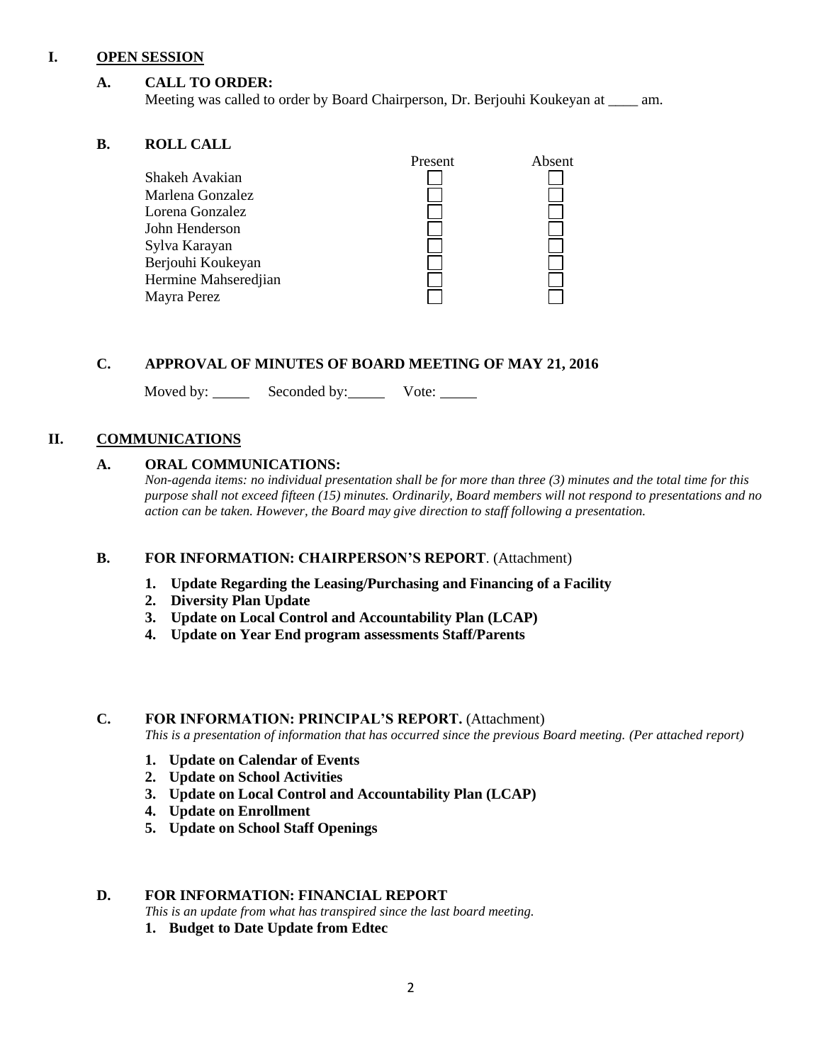## I. OPEN SESSION

### A. CALL TO ORDER:

Meeting was called to order by Board Chairperson, Dr. Berjouhi Koukeyan at ____ am.

### B. ROLL CALL

| | Present | Absent |
|---|---|---|
| Shakeh Avakian | ☐ | ☐ |
| Marlena Gonzalez | ☐ | ☐ |
| Lorena Gonzalez | ☐ | ☐ |
| John Henderson | ☐ | ☐ |
| Sylva Karayan | ☐ | ☐ |
| Berjouhi Koukeyan | ☐ | ☐ |
| Hermine Mahseredjian | ☐ | ☐ |
| Mayra Perez | ☐ | ☐ |

### C. APPROVAL OF MINUTES OF BOARD MEETING OF MAY 21, 2016

Moved by: _____ Seconded by: _____ Vote: _____

## II. COMMUNICATIONS

### A. ORAL COMMUNICATIONS:

*Non-agenda items: no individual presentation shall be for more than three (3) minutes and the total time for this purpose shall not exceed fifteen (15) minutes. Ordinarily, Board members will not respond to presentations and no action can be taken. However, the Board may give direction to staff following a presentation.*

### B. FOR INFORMATION: CHAIRPERSON'S REPORT. (Attachment)

1. **Update Regarding the Leasing/Purchasing and Financing of a Facility**
2. **Diversity Plan Update**
3. **Update on Local Control and Accountability Plan (LCAP)**
4. **Update on Year End program assessments Staff/Parents**

### C. FOR INFORMATION: PRINCIPAL'S REPORT. (Attachment)

*This is a presentation of information that has occurred since the previous Board meeting. (Per attached report)*

1. **Update on Calendar of Events**
2. **Update on School Activities**
3. **Update on Local Control and Accountability Plan (LCAP)**
4. **Update on Enrollment**
5. **Update on School Staff Openings**

### D. FOR INFORMATION: FINANCIAL REPORT

*This is an update from what has transpired since the last board meeting.*

1. **Budget to Date Update from Edtec**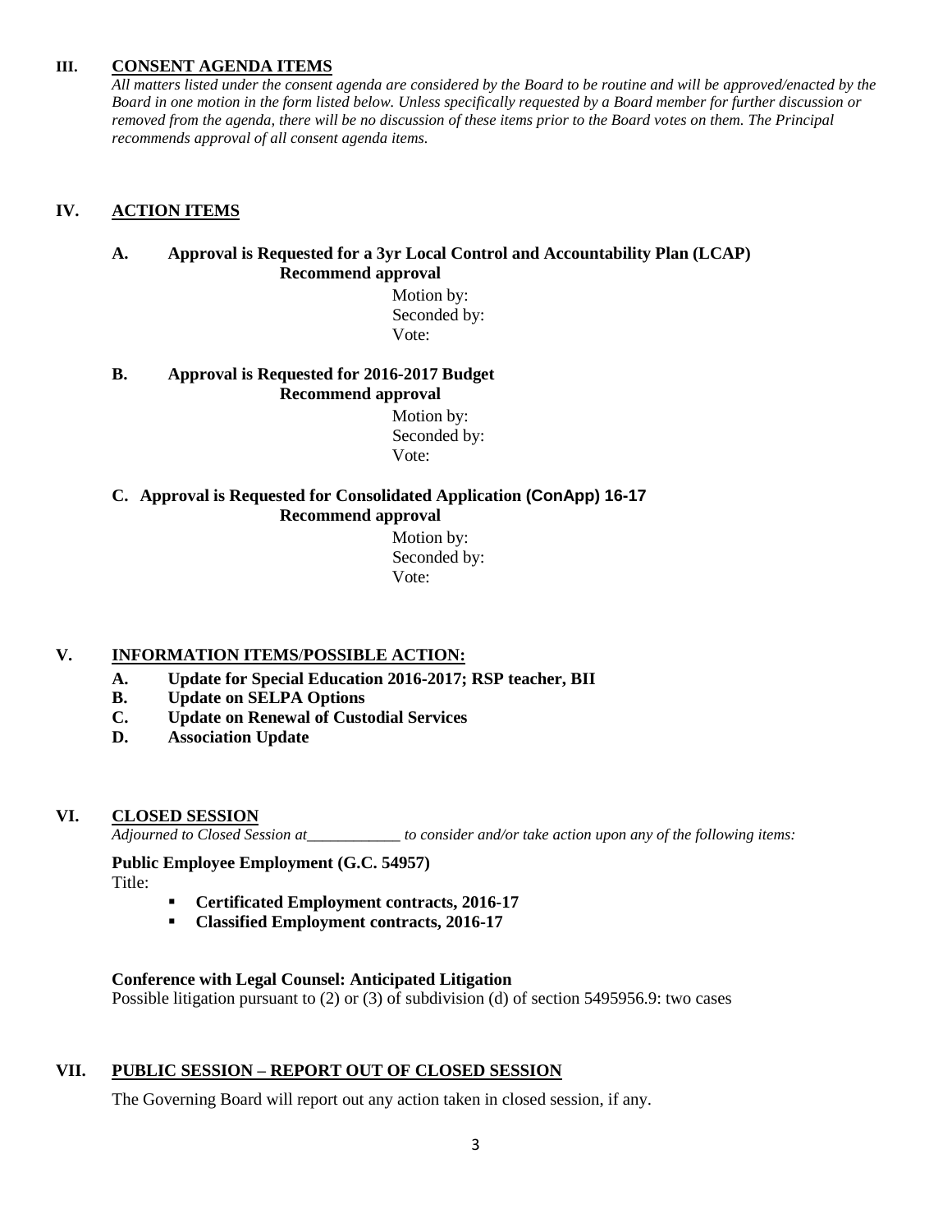## III. CONSENT AGENDA ITEMS

*All matters listed under the consent agenda are considered by the Board to be routine and will be approved/enacted by the Board in one motion in the form listed below. Unless specifically requested by a Board member for further discussion or removed from the agenda, there will be no discussion of these items prior to the Board votes on them. The Principal recommends approval of all consent agenda items.*

## IV. ACTION ITEMS

**A. Approval is Requested for a 3yr Local Control and Accountability Plan (LCAP)**
**Recommend approval**

Motion by:
Seconded by:
Vote:

**B. Approval is Requested for 2016-2017 Budget**
**Recommend approval**

Motion by:
Seconded by:
Vote:

**C. Approval is Requested for Consolidated Application (ConApp) 16-17**
**Recommend approval**

Motion by:
Seconded by:
Vote:

## V. INFORMATION ITEMS/POSSIBLE ACTION:

**A. Update for Special Education 2016-2017; RSP teacher, BII**
**B. Update on SELPA Options**
**C. Update on Renewal of Custodial Services**
**D. Association Update**

## VI. CLOSED SESSION

*Adjourned to Closed Session at____________ to consider and/or take action upon any of the following items:*

**Public Employee Employment (G.C. 54957)**

Title:

- **Certificated Employment contracts, 2016-17**
- **Classified Employment contracts, 2016-17**

**Conference with Legal Counsel: Anticipated Litigation**

Possible litigation pursuant to (2) or (3) of subdivision (d) of section 5495956.9: two cases

## VII. PUBLIC SESSION – REPORT OUT OF CLOSED SESSION

The Governing Board will report out any action taken in closed session, if any.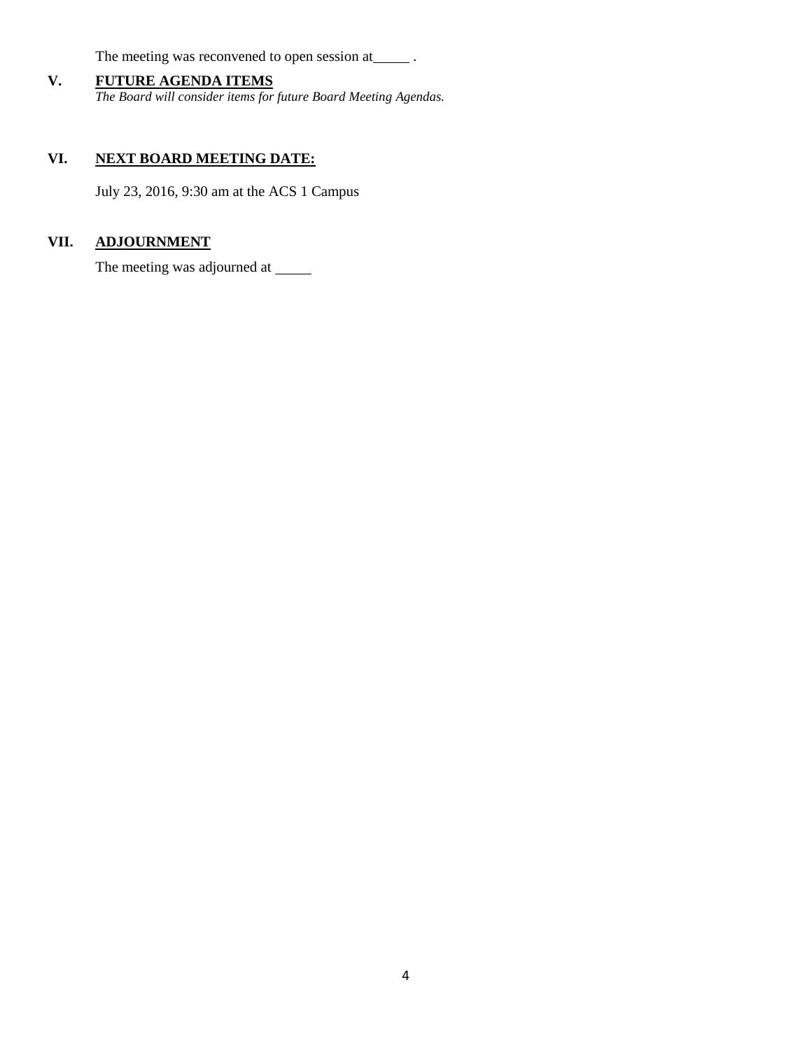The meeting was reconvened to open session at_____ .

## V. FUTURE AGENDA ITEMS

*The Board will consider items for future Board Meeting Agendas.*

## VI. NEXT BOARD MEETING DATE:

July 23, 2016, 9:30 am at the ACS 1 Campus

## VII. ADJOURNMENT

The meeting was adjourned at _____